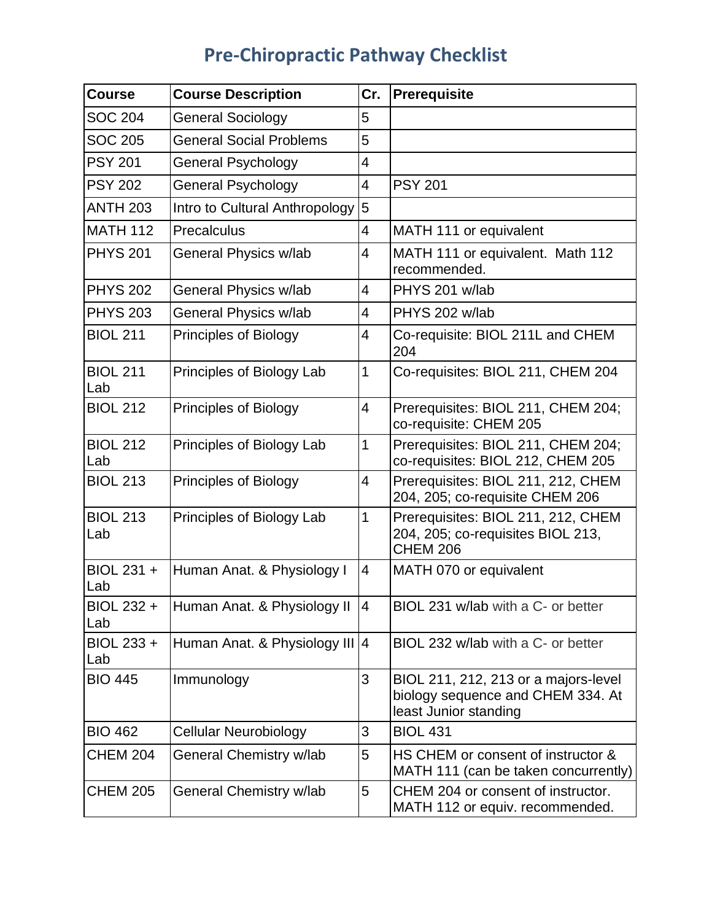# Pre-Chiropractic Pathway Checklist

| Course | Course Description | Cr. | Prerequisite |
|---|---|---|---|
| SOC 204 | General Sociology | 5 | |
| SOC 205 | General Social Problems | 5 | |
| PSY 201 | General Psychology | 4 | |
| PSY 202 | General Psychology | 4 | PSY 201 |
| ANTH 203 | Intro to Cultural Anthropology | 5 | |
| MATH 112 | Precalculus | 4 | MATH 111 or equivalent |
| PHYS 201 | General Physics w/lab | 4 | MATH 111 or equivalent. Math 112 recommended. |
| PHYS 202 | General Physics w/lab | 4 | PHYS 201 w/lab |
| PHYS 203 | General Physics w/lab | 4 | PHYS 202 w/lab |
| BIOL 211 | Principles of Biology | 4 | Co-requisite: BIOL 211L and CHEM 204 |
| BIOL 211 Lab | Principles of Biology Lab | 1 | Co-requisites: BIOL 211, CHEM 204 |
| BIOL 212 | Principles of Biology | 4 | Prerequisites: BIOL 211, CHEM 204; co-requisite: CHEM 205 |
| BIOL 212 Lab | Principles of Biology Lab | 1 | Prerequisites: BIOL 211, CHEM 204; co-requisites: BIOL 212, CHEM 205 |
| BIOL 213 | Principles of Biology | 4 | Prerequisites: BIOL 211, 212, CHEM 204, 205; co-requisite CHEM 206 |
| BIOL 213 Lab | Principles of Biology Lab | 1 | Prerequisites: BIOL 211, 212, CHEM 204, 205; co-requisites BIOL 213, CHEM 206 |
| BIOL 231 + Lab | Human Anat. & Physiology I | 4 | MATH 070 or equivalent |
| BIOL 232 + Lab | Human Anat. & Physiology II | 4 | BIOL 231 w/lab with a C- or better |
| BIOL 233 + Lab | Human Anat. & Physiology III | 4 | BIOL 232 w/lab with a C- or better |
| BIO 445 | Immunology | 3 | BIOL 211, 212, 213 or a majors-level biology sequence and CHEM 334. At least Junior standing |
| BIO 462 | Cellular Neurobiology | 3 | BIOL 431 |
| CHEM 204 | General Chemistry w/lab | 5 | HS CHEM or consent of instructor & MATH 111 (can be taken concurrently) |
| CHEM 205 | General Chemistry w/lab | 5 | CHEM 204 or consent of instructor. MATH 112 or equiv. recommended. |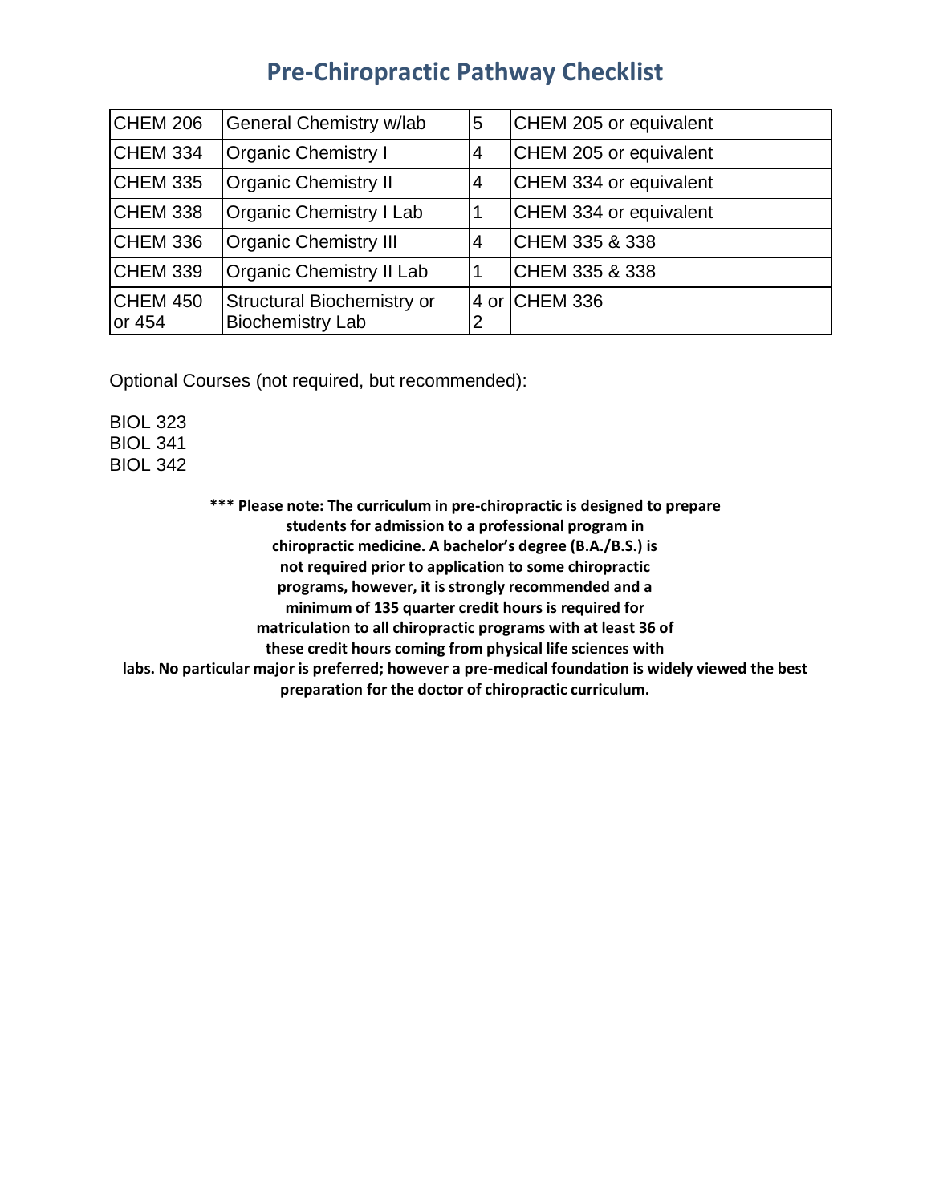# Pre-Chiropractic Pathway Checklist

| | | | |
|---|---|---|---|
| CHEM 206 | General Chemistry w/lab | 5 | CHEM 205 or equivalent |
| CHEM 334 | Organic Chemistry I | 4 | CHEM 205 or equivalent |
| CHEM 335 | Organic Chemistry II | 4 | CHEM 334 or equivalent |
| CHEM 338 | Organic Chemistry I Lab | 1 | CHEM 334 or equivalent |
| CHEM 336 | Organic Chemistry III | 4 | CHEM 335 & 338 |
| CHEM 339 | Organic Chemistry II Lab | 1 | CHEM 335 & 338 |
| CHEM 450 or 454 | Structural Biochemistry or Biochemistry Lab | 4 or 2 | CHEM 336 |

Optional Courses (not required, but recommended):

BIOL 323
BIOL 341
BIOL 342

**\*\*\* Please note: The curriculum in pre-chiropractic is designed to prepare students for admission to a professional program in chiropractic medicine. A bachelor's degree (B.A./B.S.) is not required prior to application to some chiropractic programs, however, it is strongly recommended and a minimum of 135 quarter credit hours is required for matriculation to all chiropractic programs with at least 36 of these credit hours coming from physical life sciences with labs. No particular major is preferred; however a pre-medical foundation is widely viewed the best preparation for the doctor of chiropractic curriculum.**